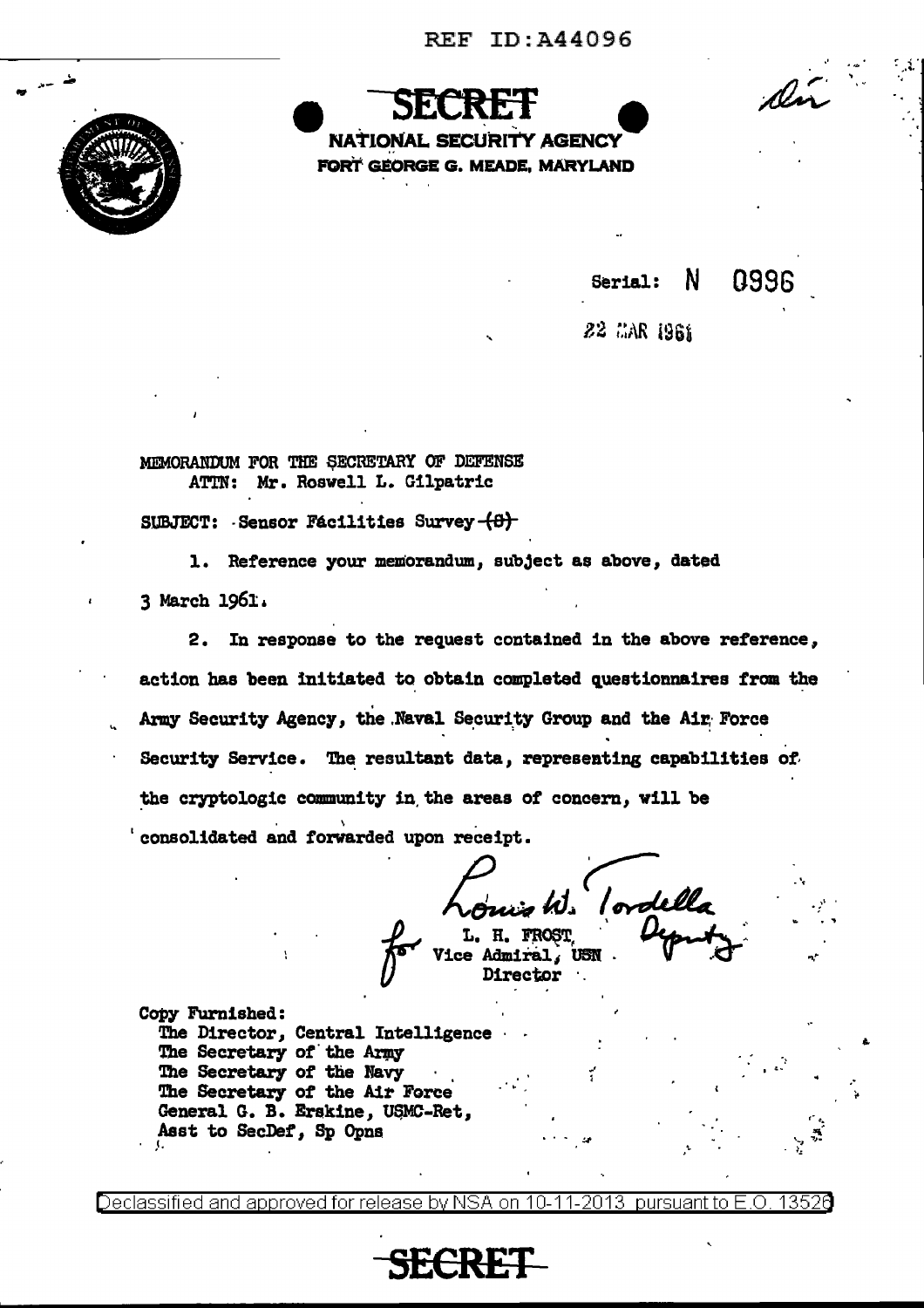REF ID:A44096

**SECRET**

**NATIONAL SECURITY AGENCY**
**FORT GEORGE G. MEADE, MARYLAND**

Serial: N 0996

22 MAR 1961

MEMORANDUM FOR THE SECRETARY OF DEFENSE
ATTN: Mr. Roswell L. Gilpatric

SUBJECT: Sensor Facilities Survey ~~(S)~~

1. Reference your memorandum, subject as above, dated 3 March 1961.

2. In response to the request contained in the above reference, action has been initiated to obtain completed questionnaires from the Army Security Agency, the Naval Security Group and the Air Force Security Service. The resultant data, representing capabilities of the cryptologic community in the areas of concern, will be consolidated and forwarded upon receipt.

for L. H. FROST,
Vice Admiral, USN
Director

Louis W. Tordella
Deputy

Copy Furnished:
The Director, Central Intelligence
The Secretary of the Army
The Secretary of the Navy
The Secretary of the Air Force
General G. B. Erskine, USMC-Ret,
Asst to SecDef, Sp Opns

Declassified and approved for release by NSA on 10-11-2013 pursuant to E.O. 13526

**SECRET**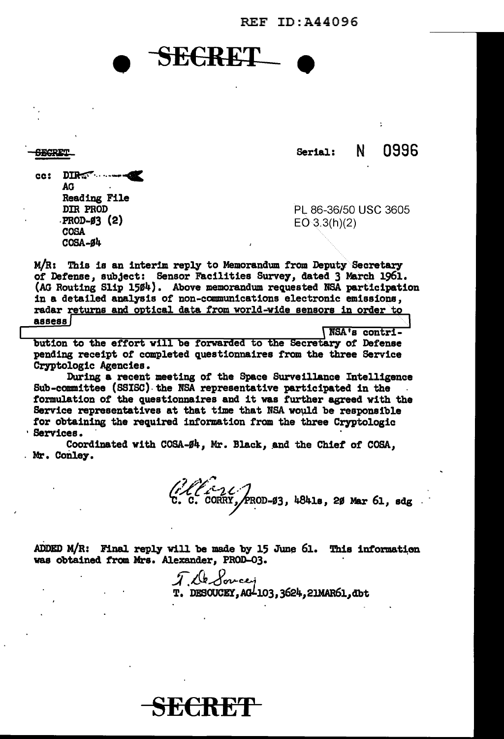**SECRET**

**SECRET**

Serial: N 0996

cc: DIR
AG
Reading File
DIR PROD
PROD-Ø3 (2)
COSA
COSA-Ø4

PL 86-36/50 USC 3605
EO 3.3(h)(2)

M/R: This is an interim reply to Memorandum from Deputy Secretary of Defense, subject: Sensor Facilities Survey, dated 3 March 1961. (AG Routing Slip 15Ø4). Above memorandum requested NSA participation in a detailed analysis of non-communications electronic emissions, radar returns and optical data from world-wide sensors in order to assess [ ] NSA's contribution to the effort will be forwarded to the Secretary of Defense pending receipt of completed questionnaires from the three Service Cryptologic Agencies.

During a recent meeting of the Space Surveillance Intelligence Sub-committee (SSISC) the NSA representative participated in the formulation of the questionnaires and it was further agreed with the Service representatives at that time that NSA would be responsible for obtaining the required information from the three Cryptologic Services.

Coordinated with COSA-Ø4, Mr. Black, and the Chief of COSA, Mr. Conley.

C. C. CORRY, PROD-Ø3, 4841s, 2Ø Mar 61, sdg

ADDED M/R: Final reply will be made by 15 June 61. This information was obtained from Mrs. Alexander, PROD-03.

T. DESOUCEY, AG-103, 3624, 21MAR61, dbt

**SECRET**